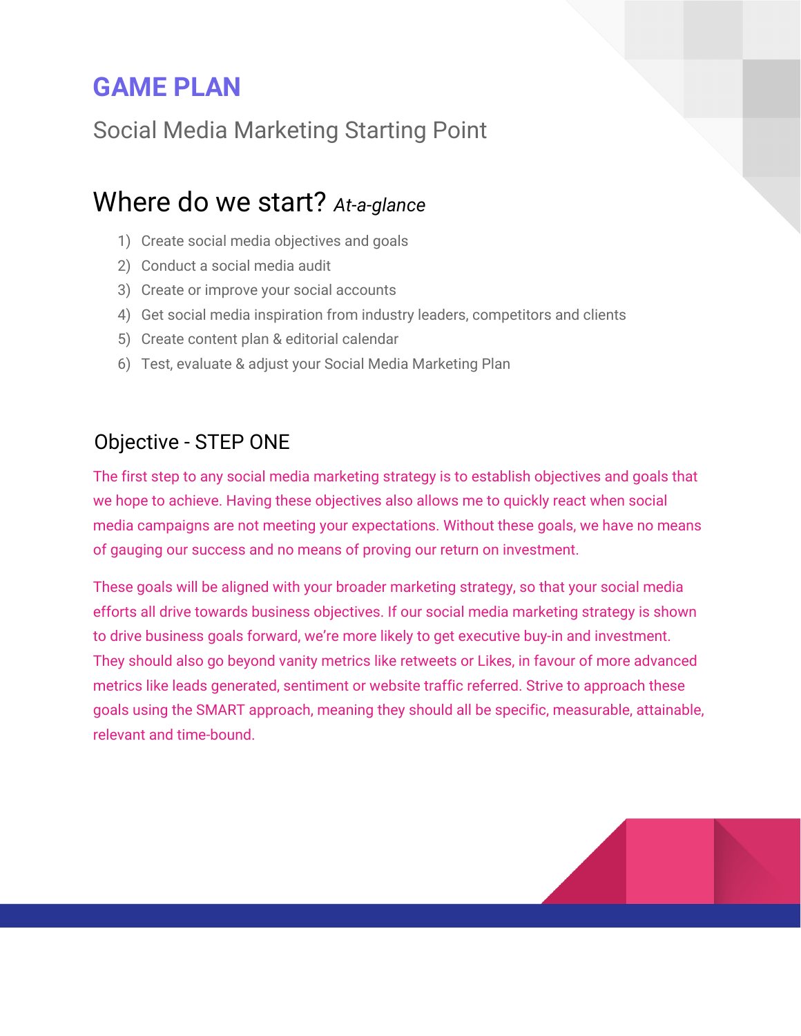# GAME PLAN

Social Media Marketing Starting Point

## Where do we start? *At-a-glance*

1) Create social media objectives and goals
2) Conduct a social media audit
3) Create or improve your social accounts
4) Get social media inspiration from industry leaders, competitors and clients
5) Create content plan & editorial calendar
6) Test, evaluate & adjust your Social Media Marketing Plan

### Objective - STEP ONE

The first step to any social media marketing strategy is to establish objectives and goals that we hope to achieve. Having these objectives also allows me to quickly react when social media campaigns are not meeting your expectations. Without these goals, we have no means of gauging our success and no means of proving our return on investment.

These goals will be aligned with your broader marketing strategy, so that your social media efforts all drive towards business objectives. If our social media marketing strategy is shown to drive business goals forward, we're more likely to get executive buy-in and investment. They should also go beyond vanity metrics like retweets or Likes, in favour of more advanced metrics like leads generated, sentiment or website traffic referred. Strive to approach these goals using the SMART approach, meaning they should all be specific, measurable, attainable, relevant and time-bound.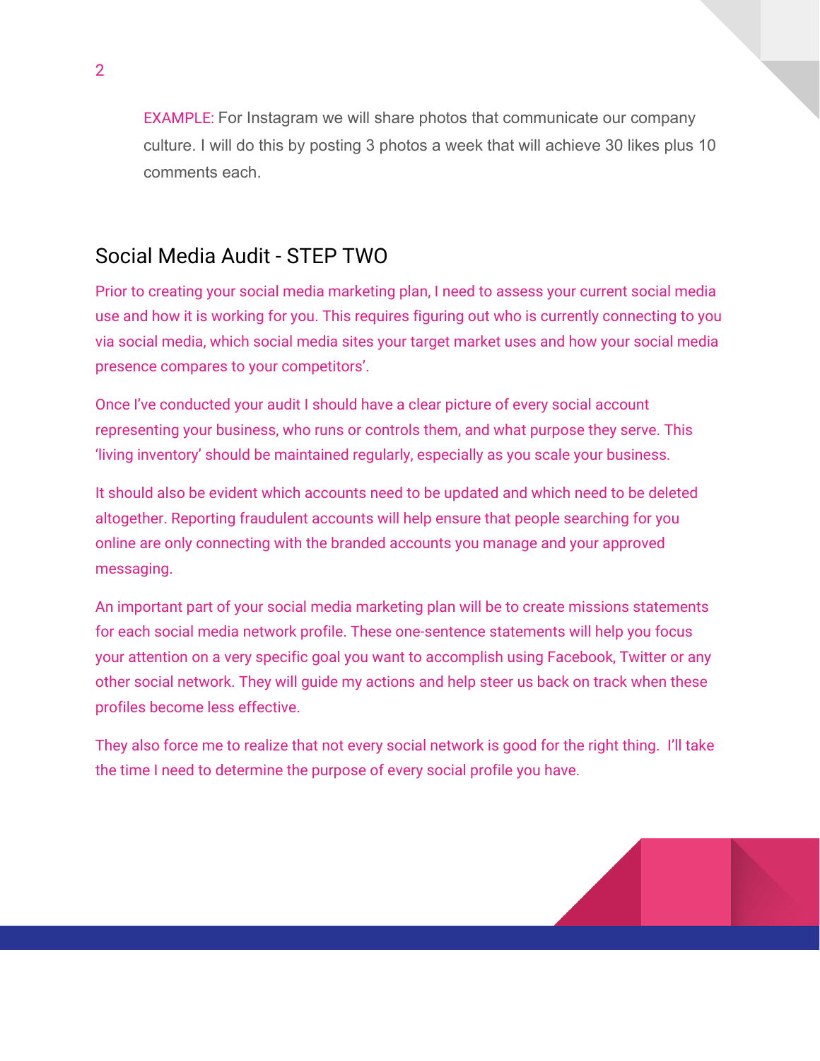EXAMPLE: For Instagram we will share photos that communicate our company culture. I will do this by posting 3 photos a week that will achieve 30 likes plus 10 comments each.

## Social Media Audit - STEP TWO

Prior to creating your social media marketing plan, I need to assess your current social media use and how it is working for you. This requires figuring out who is currently connecting to you via social media, which social media sites your target market uses and how your social media presence compares to your competitors'.

Once I've conducted your audit I should have a clear picture of every social account representing your business, who runs or controls them, and what purpose they serve. This 'living inventory' should be maintained regularly, especially as you scale your business.

It should also be evident which accounts need to be updated and which need to be deleted altogether. Reporting fraudulent accounts will help ensure that people searching for you online are only connecting with the branded accounts you manage and your approved messaging.

An important part of your social media marketing plan will be to create missions statements for each social media network profile. These one-sentence statements will help you focus your attention on a very specific goal you want to accomplish using Facebook, Twitter or any other social network. They will guide my actions and help steer us back on track when these profiles become less effective.

They also force me to realize that not every social network is good for the right thing. I'll take the time I need to determine the purpose of every social profile you have.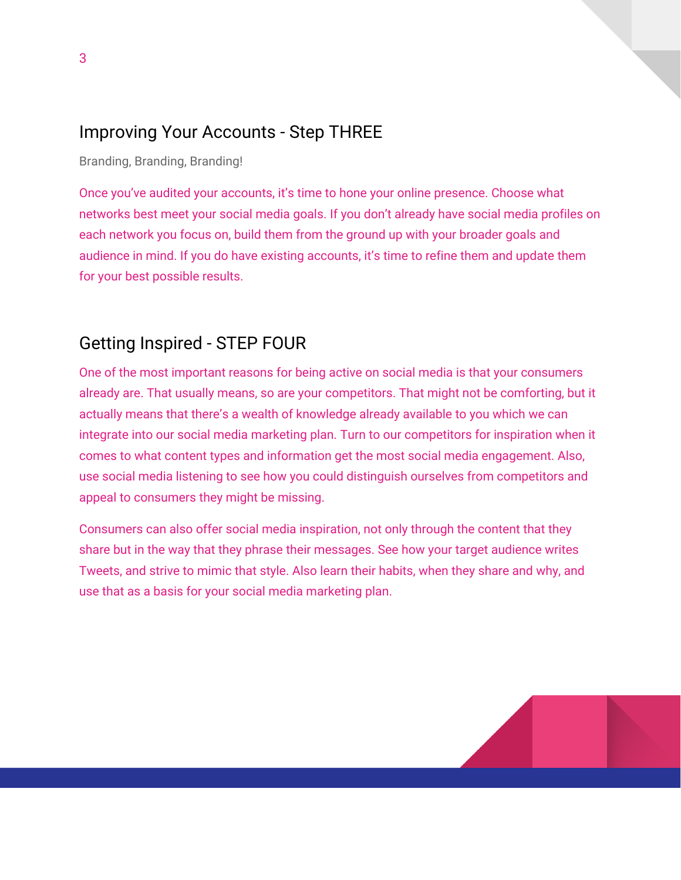## Improving Your Accounts - Step THREE

Branding, Branding, Branding!

Once you've audited your accounts, it's time to hone your online presence. Choose what networks best meet your social media goals. If you don't already have social media profiles on each network you focus on, build them from the ground up with your broader goals and audience in mind. If you do have existing accounts, it's time to refine them and update them for your best possible results.

## Getting Inspired - STEP FOUR

One of the most important reasons for being active on social media is that your consumers already are. That usually means, so are your competitors. That might not be comforting, but it actually means that there's a wealth of knowledge already available to you which we can integrate into our social media marketing plan. Turn to our competitors for inspiration when it comes to what content types and information get the most social media engagement. Also, use social media listening to see how you could distinguish ourselves from competitors and appeal to consumers they might be missing.

Consumers can also offer social media inspiration, not only through the content that they share but in the way that they phrase their messages. See how your target audience writes Tweets, and strive to mimic that style. Also learn their habits, when they share and why, and use that as a basis for your social media marketing plan.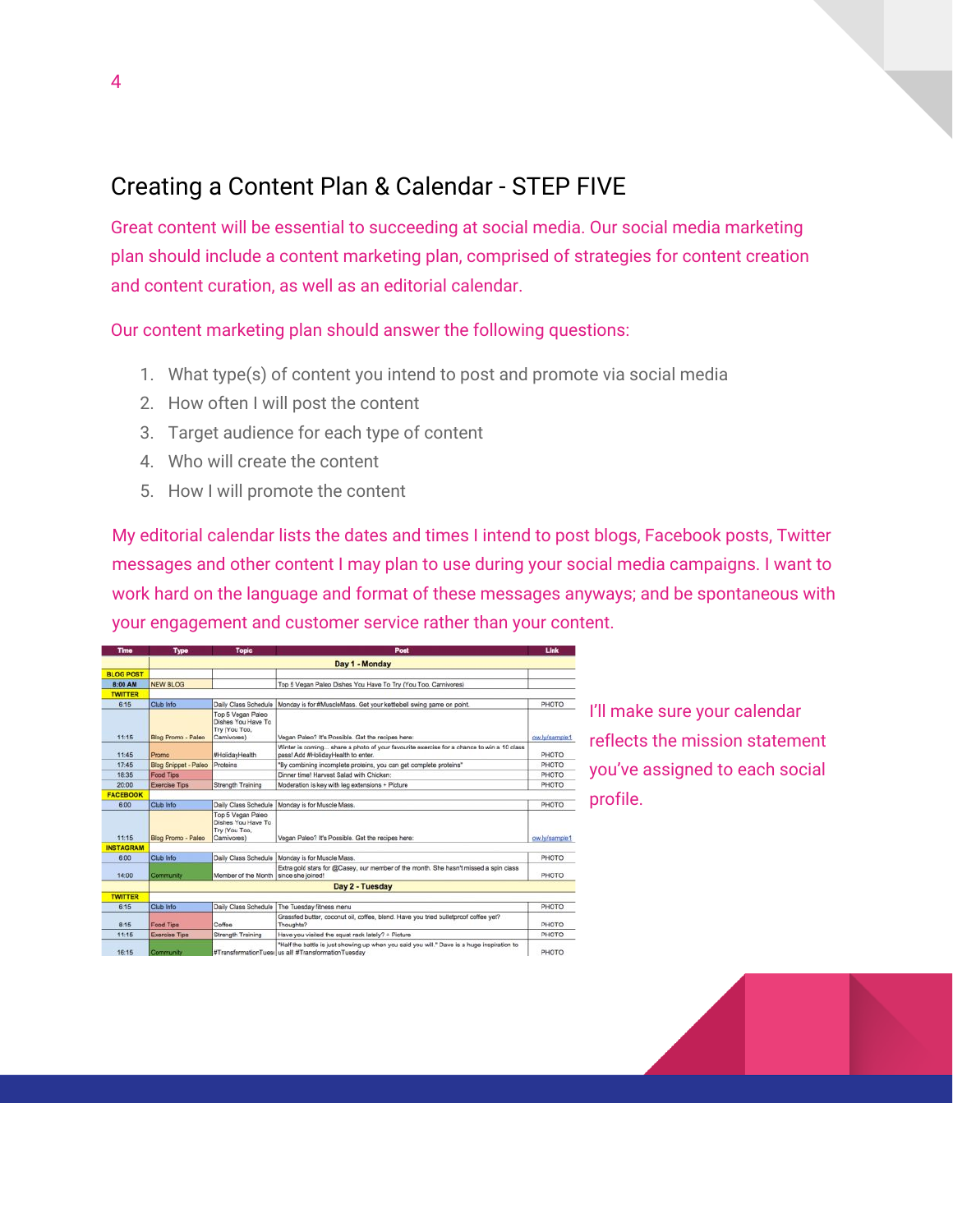## Creating a Content Plan & Calendar - STEP FIVE

Great content will be essential to succeeding at social media. Our social media marketing plan should include a content marketing plan, comprised of strategies for content creation and content curation, as well as an editorial calendar.

Our content marketing plan should answer the following questions:

1. What type(s) of content you intend to post and promote via social media
2. How often I will post the content
3. Target audience for each type of content
4. Who will create the content
5. How I will promote the content

My editorial calendar lists the dates and times I intend to post blogs, Facebook posts, Twitter messages and other content I may plan to use during your social media campaigns. I want to work hard on the language and format of these messages anyways; and be spontaneous with your engagement and customer service rather than your content.

| Time | Type | Topic | Post | Link |
|---|---|---|---|---|
| | | | Day 1 - Monday | |
| BLOG POST | | | | |
| 8:00 AM | NEW BLOG | | Top 5 Vegan Paleo Dishes You Have To Try (You Too, Carnivores) | |
| TWITTER | | | | |
| 6:15 | Club Info | Daily Class Schedule | Monday is for #MuscleMass. Get your kettlebell swing game on point. | PHOTO |
| 11:15 | Blog Promo - Paleo | Top 5 Vegan Paleo Dishes You Have To Try (You Too, Carnivores) | Vegan Paleo? It's Possible. Get the recipes here: | ow.ly/sample1 |
| 11:45 | Promo | #HolidayHealth | Winter is coming... share a photo of your favourite exercise for a chance to win a 10 class pass! Add #HolidayHealth to enter. | PHOTO |
| 17:45 | Blog Snippet - Paleo | Proteins | "By combining incomplete proteins, you can get complete proteins" | PHOTO |
| 18:35 | Food Tips | | Dinner time! Harvest Salad with Chicken: | PHOTO |
| 20:00 | Exercise Tips | Strength Training | Moderation is key with leg extensions + Picture | PHOTO |
| FACEBOOK | | | | |
| 6:00 | Club Info | Daily Class Schedule | Monday is for Muscle Mass. | PHOTO |
| 11:15 | Blog Promo - Paleo | Top 5 Vegan Paleo Dishes You Have To Try (You Too, Carnivores) | Vegan Paleo? It's Possible. Get the recipes here: | ow.ly/sample1 |
| INSTAGRAM | | | | |
| 6:00 | Club Info | Daily Class Schedule | Monday is for Muscle Mass. | PHOTO |
| 14:00 | Community | Member of the Month | Extra gold stars for @Casey, our member of the month. She hasn't missed a spin class since she joined! | PHOTO |
| | | | Day 2 - Tuesday | |
| TWITTER | | | | |
| 6:15 | Club Info | Daily Class Schedule | The Tuesday fitness menu | PHOTO |
| 8:15 | Food Tips | Coffee | Grassfed butter, coconut oil, coffee, blend. Have you tried bulletproof coffee yet? Thoughts? | PHOTO |
| 11:15 | Exercise Tips | Strength Training | Have you visited the squat rack lately? + Picture | PHOTO |
| 16:15 | Community | #TransformationTuesday | "Half the battle is just showing up when you said you will." Dave is a huge inspiration to us all #TransformationTuesday | PHOTO |

I'll make sure your calendar reflects the mission statement you've assigned to each social profile.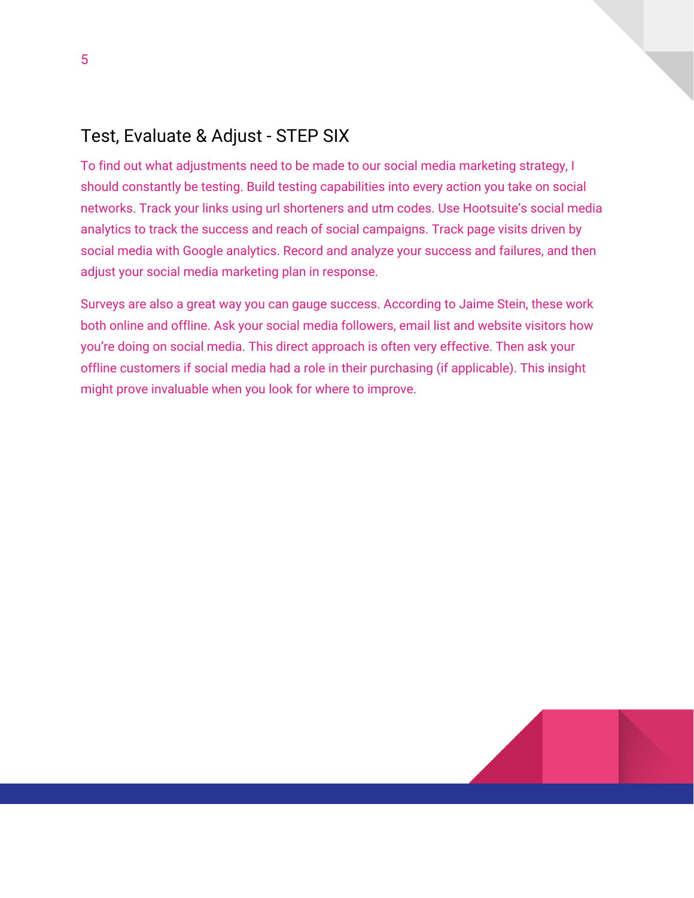## Test, Evaluate & Adjust - STEP SIX

To find out what adjustments need to be made to our social media marketing strategy, I should constantly be testing. Build testing capabilities into every action you take on social networks. Track your links using url shorteners and utm codes. Use Hootsuite's social media analytics to track the success and reach of social campaigns. Track page visits driven by social media with Google analytics. Record and analyze your success and failures, and then adjust your social media marketing plan in response.

Surveys are also a great way you can gauge success. According to Jaime Stein, these work both online and offline. Ask your social media followers, email list and website visitors how you're doing on social media. This direct approach is often very effective. Then ask your offline customers if social media had a role in their purchasing (if applicable). This insight might prove invaluable when you look for where to improve.